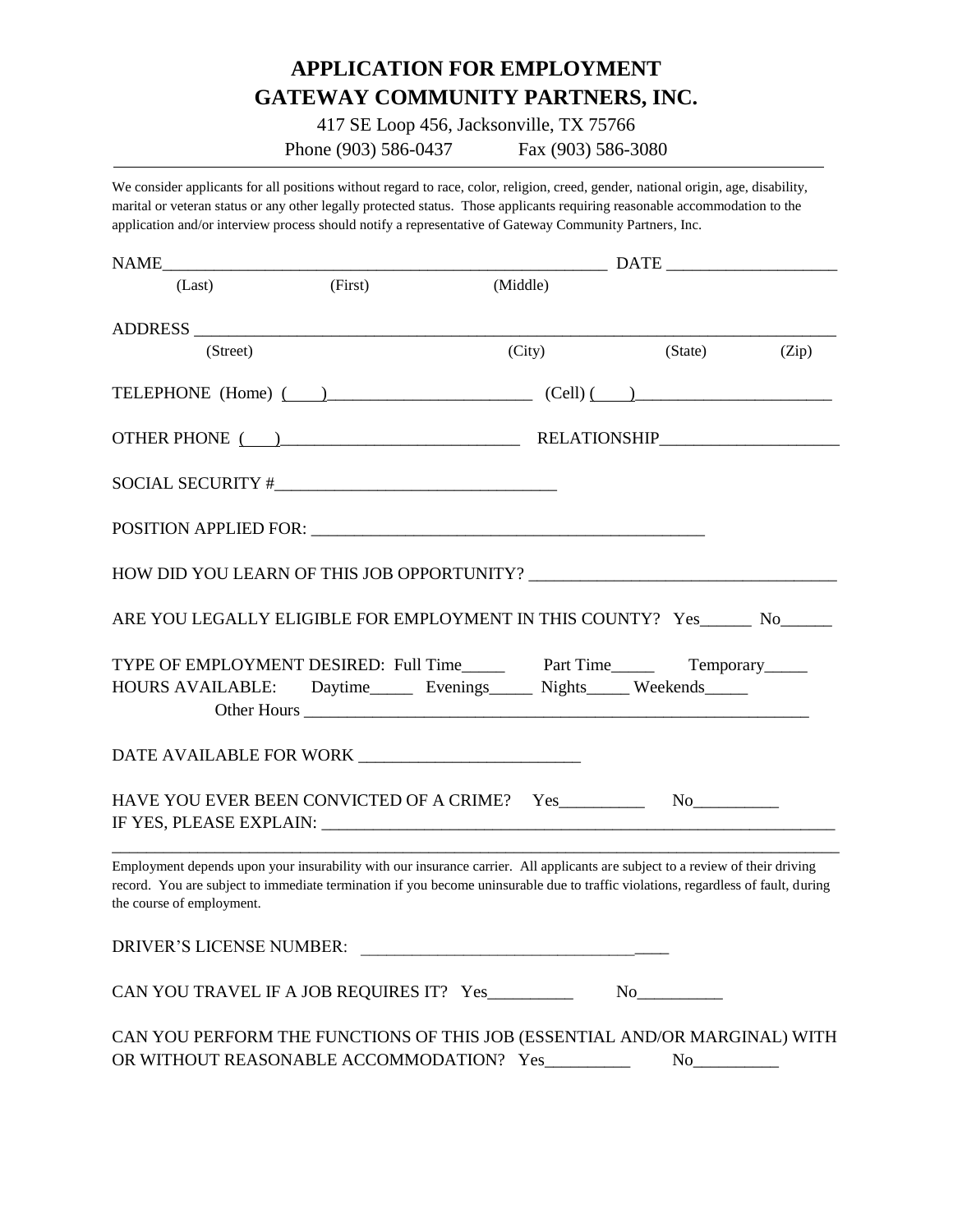# APPLICATION FOR EMPLOYMENT
# GATEWAY COMMUNITY PARTNERS, INC.

417 SE Loop 456, Jacksonville, TX 75766

Phone (903) 586-0437 Fax (903) 586-3080

---

We consider applicants for all positions without regard to race, color, religion, creed, gender, national origin, age, disability, marital or veteran status or any other legally protected status. Those applicants requiring reasonable accommodation to the application and/or interview process should notify a representative of Gateway Community Partners, Inc.

NAME_____________________________________________________ DATE ____________________

(Last) (First) (Middle)

ADDRESS ______________________________________________________________________________

(Street) (City) (State) (Zip)

TELEPHONE (Home) ( )_______________________ (Cell) ( )______________________

OTHER PHONE ( )____________________________ RELATIONSHIP_____________________

SOCIAL SECURITY #________________________________

POSITION APPLIED FOR: _______________________________________________

HOW DID YOU LEARN OF THIS JOB OPPORTUNITY? ___________________________________

ARE YOU LEGALLY ELIGIBLE FOR EMPLOYMENT IN THIS COUNTY? Yes______ No______

TYPE OF EMPLOYMENT DESIRED: Full Time_____ Part Time_____ Temporary_____

HOURS AVAILABLE: Daytime_____ Evenings_____ Nights_____ Weekends_____

Other Hours ____________________________________________________________

DATE AVAILABLE FOR WORK __________________________

HAVE YOU EVER BEEN CONVICTED OF A CRIME? Yes__________ No__________

IF YES, PLEASE EXPLAIN: ______________________________________________________________

______________________________________________________________________________

Employment depends upon your insurability with our insurance carrier. All applicants are subject to a review of their driving record. You are subject to immediate termination if you become uninsurable due to traffic violations, regardless of fault, during the course of employment.

DRIVER'S LICENSE NUMBER: ____________________________________

CAN YOU TRAVEL IF A JOB REQUIRES IT? Yes__________ No__________

CAN YOU PERFORM THE FUNCTIONS OF THIS JOB (ESSENTIAL AND/OR MARGINAL) WITH OR WITHOUT REASONABLE ACCOMMODATION? Yes__________ No__________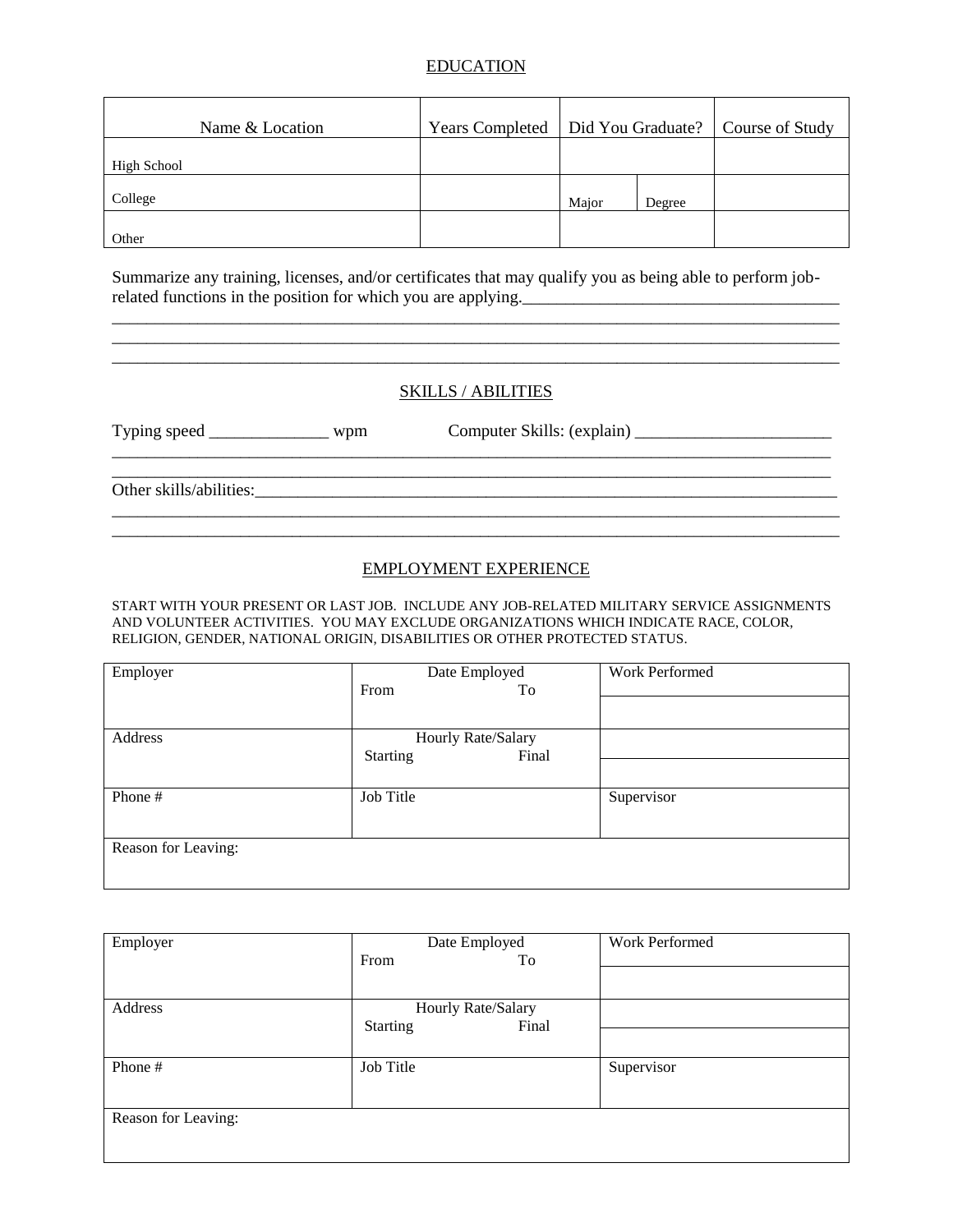## EDUCATION

| Name & Location | Years Completed | Did You Graduate? | | Course of Study |
|---|---|---|---|---|
| High School | | | | |
| College | | Major | Degree | |
| Other | | | | |

Summarize any training, licenses, and/or certificates that may qualify you as being able to perform job-related functions in the position for which you are applying.____________________________________
______________________________________________________________________________________
______________________________________________________________________________________
______________________________________________________________________________________

## SKILLS / ABILITIES

Typing speed ______________ wpm Computer Skills: (explain) _______________________
______________________________________________________________________________________
______________________________________________________________________________________
Other skills/abilities:_________________________________________________________________
______________________________________________________________________________________
______________________________________________________________________________________

## EMPLOYMENT EXPERIENCE

START WITH YOUR PRESENT OR LAST JOB. INCLUDE ANY JOB-RELATED MILITARY SERVICE ASSIGNMENTS AND VOLUNTEER ACTIVITIES. YOU MAY EXCLUDE ORGANIZATIONS WHICH INDICATE RACE, COLOR, RELIGION, GENDER, NATIONAL ORIGIN, DISABILITIES OR OTHER PROTECTED STATUS.

| Employer | Date Employed<br>From To | Work Performed |
|---|---|---|
| | | |
| Address | Hourly Rate/Salary<br>Starting Final | |
| | | |
| Phone # | Job Title | Supervisor |
| Reason for Leaving: | | |

| Employer | Date Employed<br>From To | Work Performed |
|---|---|---|
| | | |
| Address | Hourly Rate/Salary<br>Starting Final | |
| | | |
| Phone # | Job Title | Supervisor |
| Reason for Leaving: | | |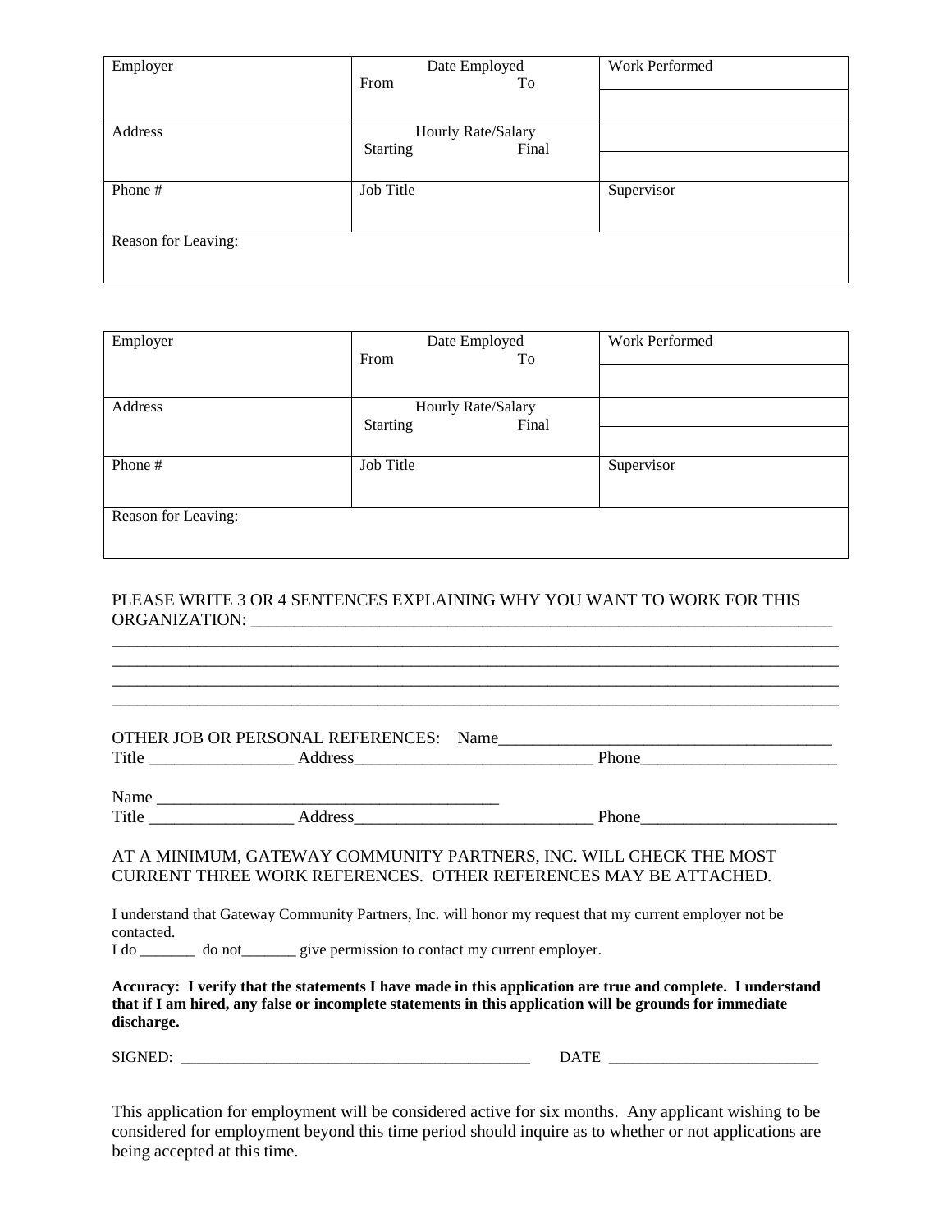| Employer | Date Employed<br>From To | Work Performed |
|---|---|---|
| | | |
| Address | Hourly Rate/Salary<br>Starting Final | |
| | | |
| Phone # | Job Title | Supervisor |
| Reason for Leaving: | | |

| Employer | Date Employed<br>From To | Work Performed |
|---|---|---|
| | | |
| Address | Hourly Rate/Salary<br>Starting Final | |
| | | |
| Phone # | Job Title | Supervisor |
| Reason for Leaving: | | |

PLEASE WRITE 3 OR 4 SENTENCES EXPLAINING WHY YOU WANT TO WORK FOR THIS ORGANIZATION: ______________________________________________________________________
_____________________________________________________________________________________
_____________________________________________________________________________________
_____________________________________________________________________________________
_____________________________________________________________________________________

OTHER JOB OR PERSONAL REFERENCES: Name_______________________________________
Title _________________ Address____________________________ Phone_______________________

Name ________________________________________
Title _________________ Address____________________________ Phone_______________________

AT A MINIMUM, GATEWAY COMMUNITY PARTNERS, INC. WILL CHECK THE MOST CURRENT THREE WORK REFERENCES. OTHER REFERENCES MAY BE ATTACHED.

I understand that Gateway Community Partners, Inc. will honor my request that my current employer not be contacted.
I do _______ do not_______ give permission to contact my current employer.

**Accuracy: I verify that the statements I have made in this application are true and complete. I understand that if I am hired, any false or incomplete statements in this application will be grounds for immediate discharge.**

SIGNED: ____________________________________________ DATE __________________________

This application for employment will be considered active for six months. Any applicant wishing to be considered for employment beyond this time period should inquire as to whether or not applications are being accepted at this time.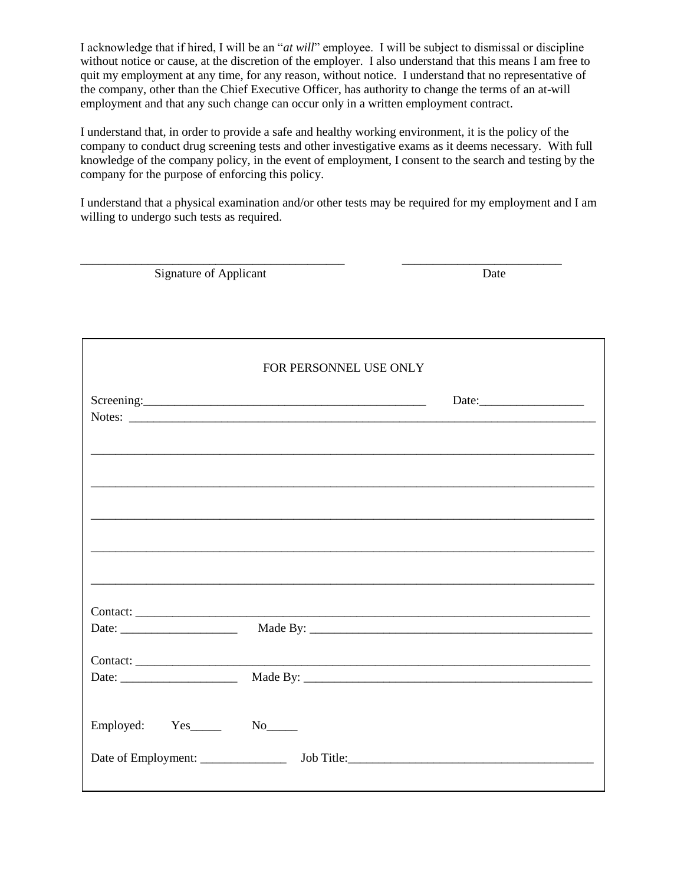I acknowledge that if hired, I will be an "*at will*" employee. I will be subject to dismissal or discipline without notice or cause, at the discretion of the employer. I also understand that this means I am free to quit my employment at any time, for any reason, without notice. I understand that no representative of the company, other than the Chief Executive Officer, has authority to change the terms of an at-will employment and that any such change can occur only in a written employment contract.

I understand that, in order to provide a safe and healthy working environment, it is the policy of the company to conduct drug screening tests and other investigative exams as it deems necessary. With full knowledge of the company policy, in the event of employment, I consent to the search and testing by the company for the purpose of enforcing this policy.

I understand that a physical examination and/or other tests may be required for my employment and I am willing to undergo such tests as required.

\_\_\_\_\_\_\_\_\_\_\_\_\_\_\_\_\_\_\_\_\_\_\_\_\_\_\_\_\_\_\_\_\_\_\_\_\_\_\_\_\_\_\_\_ &nbsp;&nbsp;&nbsp;&nbsp; \_\_\_\_\_\_\_\_\_\_\_\_\_\_\_\_\_\_\_\_\_\_\_\_\_\_\_

Signature of Applicant &nbsp;&nbsp;&nbsp;&nbsp; Date

---

FOR PERSONNEL USE ONLY

Screening:\_\_\_\_\_\_\_\_\_\_\_\_\_\_\_\_\_\_\_\_\_\_\_\_\_\_\_\_\_\_\_\_\_\_\_\_\_\_\_\_\_\_\_\_\_\_ Date:\_\_\_\_\_\_\_\_\_\_\_\_\_\_\_\_\_

Notes: \_\_\_\_\_\_\_\_\_\_\_\_\_\_\_\_\_\_\_\_\_\_\_\_\_\_\_\_\_\_\_\_\_\_\_\_\_\_\_\_\_\_\_\_\_\_\_\_\_\_\_\_\_\_\_\_\_\_\_\_\_\_\_\_\_\_\_\_\_\_\_\_\_\_\_\_

\_\_\_\_\_\_\_\_\_\_\_\_\_\_\_\_\_\_\_\_\_\_\_\_\_\_\_\_\_\_\_\_\_\_\_\_\_\_\_\_\_\_\_\_\_\_\_\_\_\_\_\_\_\_\_\_\_\_\_\_\_\_\_\_\_\_\_\_\_\_\_\_\_\_\_\_\_\_\_\_\_\_\_

\_\_\_\_\_\_\_\_\_\_\_\_\_\_\_\_\_\_\_\_\_\_\_\_\_\_\_\_\_\_\_\_\_\_\_\_\_\_\_\_\_\_\_\_\_\_\_\_\_\_\_\_\_\_\_\_\_\_\_\_\_\_\_\_\_\_\_\_\_\_\_\_\_\_\_\_\_\_\_\_\_\_\_

\_\_\_\_\_\_\_\_\_\_\_\_\_\_\_\_\_\_\_\_\_\_\_\_\_\_\_\_\_\_\_\_\_\_\_\_\_\_\_\_\_\_\_\_\_\_\_\_\_\_\_\_\_\_\_\_\_\_\_\_\_\_\_\_\_\_\_\_\_\_\_\_\_\_\_\_\_\_\_\_\_\_\_

\_\_\_\_\_\_\_\_\_\_\_\_\_\_\_\_\_\_\_\_\_\_\_\_\_\_\_\_\_\_\_\_\_\_\_\_\_\_\_\_\_\_\_\_\_\_\_\_\_\_\_\_\_\_\_\_\_\_\_\_\_\_\_\_\_\_\_\_\_\_\_\_\_\_\_\_\_\_\_\_\_\_\_

\_\_\_\_\_\_\_\_\_\_\_\_\_\_\_\_\_\_\_\_\_\_\_\_\_\_\_\_\_\_\_\_\_\_\_\_\_\_\_\_\_\_\_\_\_\_\_\_\_\_\_\_\_\_\_\_\_\_\_\_\_\_\_\_\_\_\_\_\_\_\_\_\_\_\_\_\_\_\_\_\_\_\_

Contact: \_\_\_\_\_\_\_\_\_\_\_\_\_\_\_\_\_\_\_\_\_\_\_\_\_\_\_\_\_\_\_\_\_\_\_\_\_\_\_\_\_\_\_\_\_\_\_\_\_\_\_\_\_\_\_\_\_\_\_\_\_\_\_\_\_\_\_\_\_\_\_\_\_

Date: \_\_\_\_\_\_\_\_\_\_\_\_\_\_\_\_\_\_\_ Made By: \_\_\_\_\_\_\_\_\_\_\_\_\_\_\_\_\_\_\_\_\_\_\_\_\_\_\_\_\_\_\_\_\_\_\_\_\_\_\_\_\_\_\_\_\_\_\_

Contact: \_\_\_\_\_\_\_\_\_\_\_\_\_\_\_\_\_\_\_\_\_\_\_\_\_\_\_\_\_\_\_\_\_\_\_\_\_\_\_\_\_\_\_\_\_\_\_\_\_\_\_\_\_\_\_\_\_\_\_\_\_\_\_\_\_\_\_\_\_\_\_\_\_

Date: \_\_\_\_\_\_\_\_\_\_\_\_\_\_\_\_\_\_\_ Made By: \_\_\_\_\_\_\_\_\_\_\_\_\_\_\_\_\_\_\_\_\_\_\_\_\_\_\_\_\_\_\_\_\_\_\_\_\_\_\_\_\_\_\_\_\_\_\_

Employed: Yes\_\_\_\_\_ No\_\_\_\_\_

Date of Employment: \_\_\_\_\_\_\_\_\_\_\_\_\_\_ Job Title:\_\_\_\_\_\_\_\_\_\_\_\_\_\_\_\_\_\_\_\_\_\_\_\_\_\_\_\_\_\_\_\_\_\_\_\_\_\_\_\_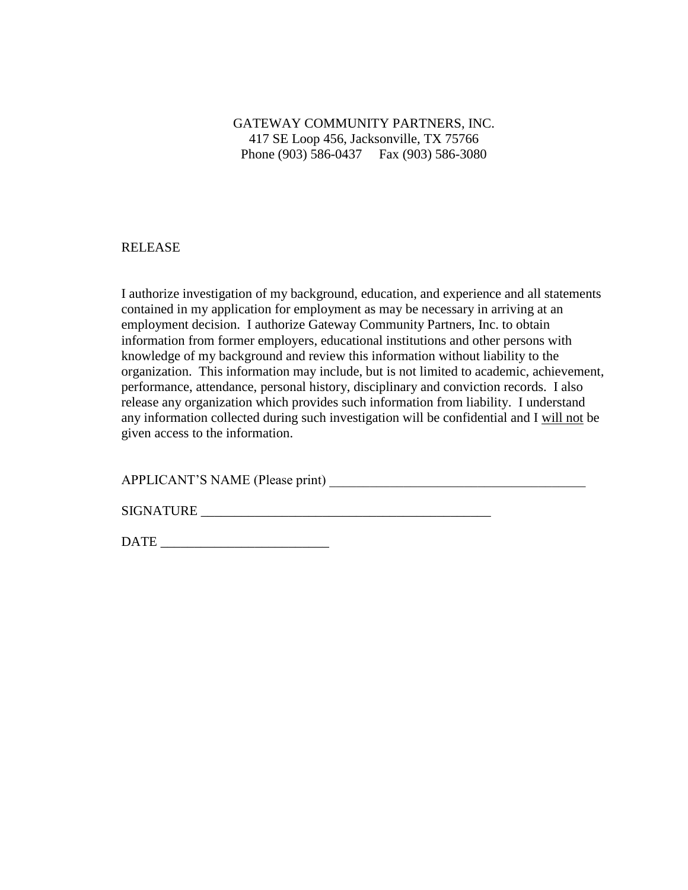GATEWAY COMMUNITY PARTNERS, INC.
417 SE Loop 456, Jacksonville, TX 75766
Phone (903) 586-0437 Fax (903) 586-3080

## RELEASE

I authorize investigation of my background, education, and experience and all statements contained in my application for employment as may be necessary in arriving at an employment decision. I authorize Gateway Community Partners, Inc. to obtain information from former employers, educational institutions and other persons with knowledge of my background and review this information without liability to the organization. This information may include, but is not limited to academic, achievement, performance, attendance, personal history, disciplinary and conviction records. I also release any organization which provides such information from liability. I understand any information collected during such investigation will be confidential and I <u>will not</u> be given access to the information.

APPLICANT'S NAME (Please print) ______________________________________

SIGNATURE ___________________________________________

DATE _________________________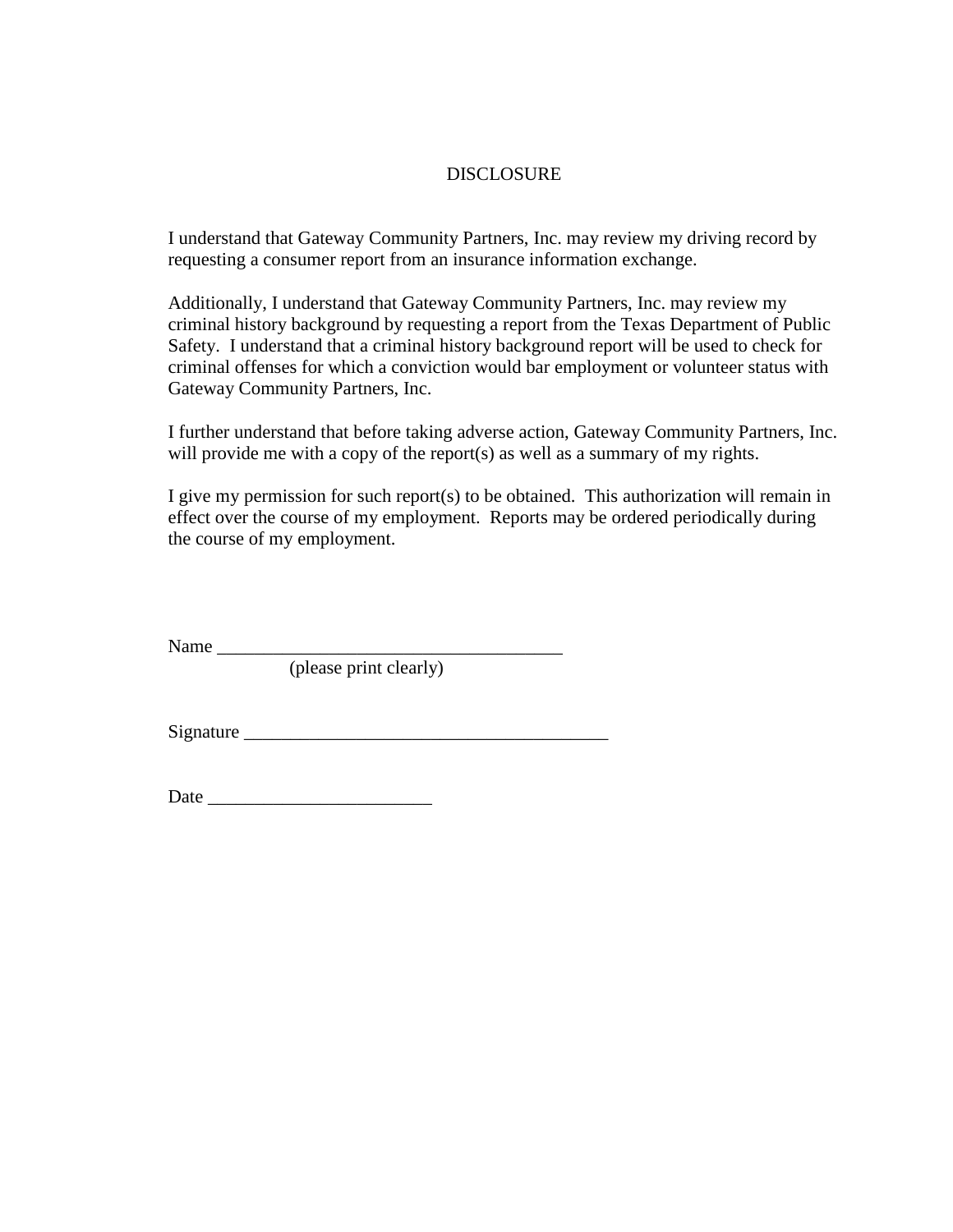# DISCLOSURE

I understand that Gateway Community Partners, Inc. may review my driving record by requesting a consumer report from an insurance information exchange.

Additionally, I understand that Gateway Community Partners, Inc. may review my criminal history background by requesting a report from the Texas Department of Public Safety. I understand that a criminal history background report will be used to check for criminal offenses for which a conviction would bar employment or volunteer status with Gateway Community Partners, Inc.

I further understand that before taking adverse action, Gateway Community Partners, Inc. will provide me with a copy of the report(s) as well as a summary of my rights.

I give my permission for such report(s) to be obtained. This authorization will remain in effect over the course of my employment. Reports may be ordered periodically during the course of my employment.

Name _____________________________________
(please print clearly)

Signature ________________________________________

Date ________________________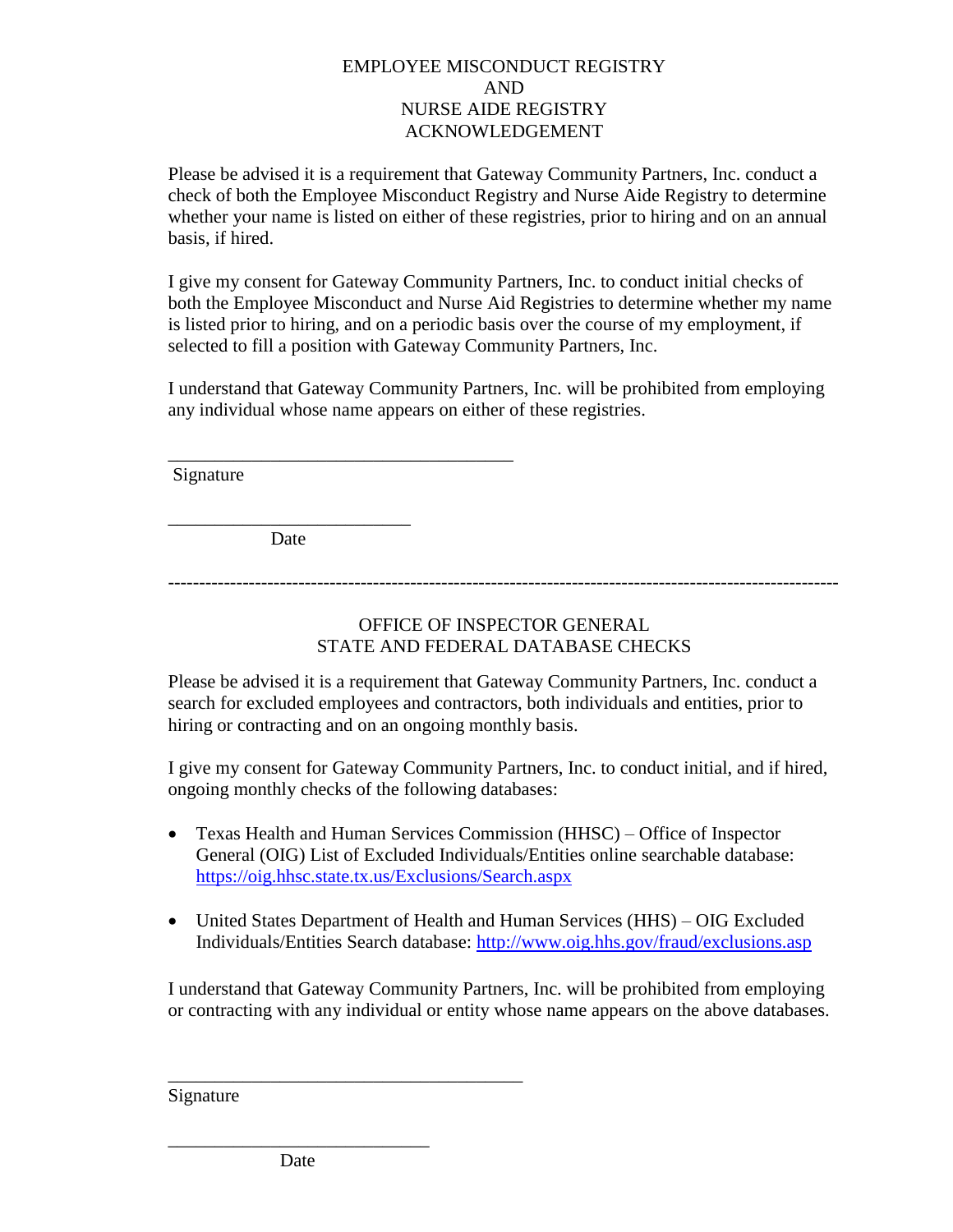# EMPLOYEE MISCONDUCT REGISTRY AND NURSE AIDE REGISTRY ACKNOWLEDGEMENT

Please be advised it is a requirement that Gateway Community Partners, Inc. conduct a check of both the Employee Misconduct Registry and Nurse Aide Registry to determine whether your name is listed on either of these registries, prior to hiring and on an annual basis, if hired.

I give my consent for Gateway Community Partners, Inc. to conduct initial checks of both the Employee Misconduct and Nurse Aid Registries to determine whether my name is listed prior to hiring, and on a periodic basis over the course of my employment, if selected to fill a position with Gateway Community Partners, Inc.

I understand that Gateway Community Partners, Inc. will be prohibited from employing any individual whose name appears on either of these registries.

______________________________________
Signature

__________________________
Date

---

# OFFICE OF INSPECTOR GENERAL STATE AND FEDERAL DATABASE CHECKS

Please be advised it is a requirement that Gateway Community Partners, Inc. conduct a search for excluded employees and contractors, both individuals and entities, prior to hiring or contracting and on an ongoing monthly basis.

I give my consent for Gateway Community Partners, Inc. to conduct initial, and if hired, ongoing monthly checks of the following databases:

- Texas Health and Human Services Commission (HHSC) – Office of Inspector General (OIG) List of Excluded Individuals/Entities online searchable database: https://oig.hhsc.state.tx.us/Exclusions/Search.aspx
- United States Department of Health and Human Services (HHS) – OIG Excluded Individuals/Entities Search database: http://www.oig.hhs.gov/fraud/exclusions.asp

I understand that Gateway Community Partners, Inc. will be prohibited from employing or contracting with any individual or entity whose name appears on the above databases.

______________________________________
Signature

____________________________
Date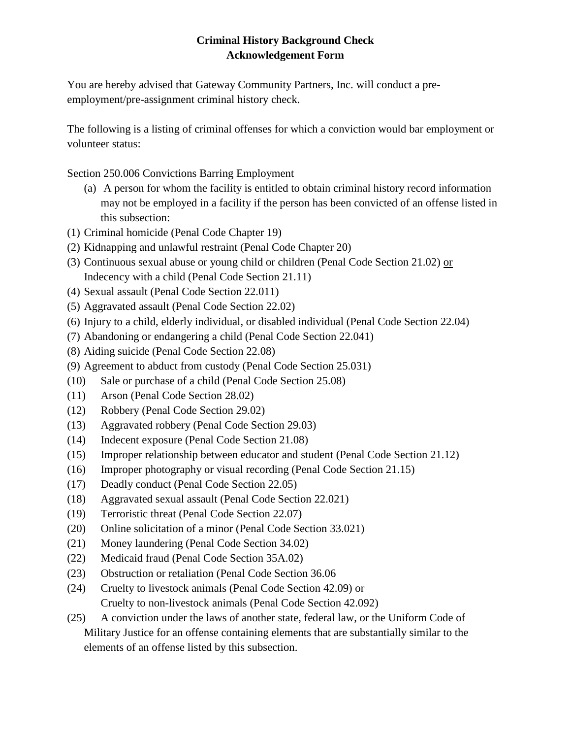**Criminal History Background Check**
**Acknowledgement Form**

You are hereby advised that Gateway Community Partners, Inc. will conduct a pre-employment/pre-assignment criminal history check.

The following is a listing of criminal offenses for which a conviction would bar employment or volunteer status:

Section 250.006 Convictions Barring Employment

(a) A person for whom the facility is entitled to obtain criminal history record information may not be employed in a facility if the person has been convicted of an offense listed in this subsection:

(1) Criminal homicide (Penal Code Chapter 19)
(2) Kidnapping and unlawful restraint (Penal Code Chapter 20)
(3) Continuous sexual abuse or young child or children (Penal Code Section 21.02) <u>or</u> Indecency with a child (Penal Code Section 21.11)
(4) Sexual assault (Penal Code Section 22.011)
(5) Aggravated assault (Penal Code Section 22.02)
(6) Injury to a child, elderly individual, or disabled individual (Penal Code Section 22.04)
(7) Abandoning or endangering a child (Penal Code Section 22.041)
(8) Aiding suicide (Penal Code Section 22.08)
(9) Agreement to abduct from custody (Penal Code Section 25.031)
(10) Sale or purchase of a child (Penal Code Section 25.08)
(11) Arson (Penal Code Section 28.02)
(12) Robbery (Penal Code Section 29.02)
(13) Aggravated robbery (Penal Code Section 29.03)
(14) Indecent exposure (Penal Code Section 21.08)
(15) Improper relationship between educator and student (Penal Code Section 21.12)
(16) Improper photography or visual recording (Penal Code Section 21.15)
(17) Deadly conduct (Penal Code Section 22.05)
(18) Aggravated sexual assault (Penal Code Section 22.021)
(19) Terroristic threat (Penal Code Section 22.07)
(20) Online solicitation of a minor (Penal Code Section 33.021)
(21) Money laundering (Penal Code Section 34.02)
(22) Medicaid fraud (Penal Code Section 35A.02)
(23) Obstruction or retaliation (Penal Code Section 36.06
(24) Cruelty to livestock animals (Penal Code Section 42.09) or Cruelty to non-livestock animals (Penal Code Section 42.092)
(25) A conviction under the laws of another state, federal law, or the Uniform Code of Military Justice for an offense containing elements that are substantially similar to the elements of an offense listed by this subsection.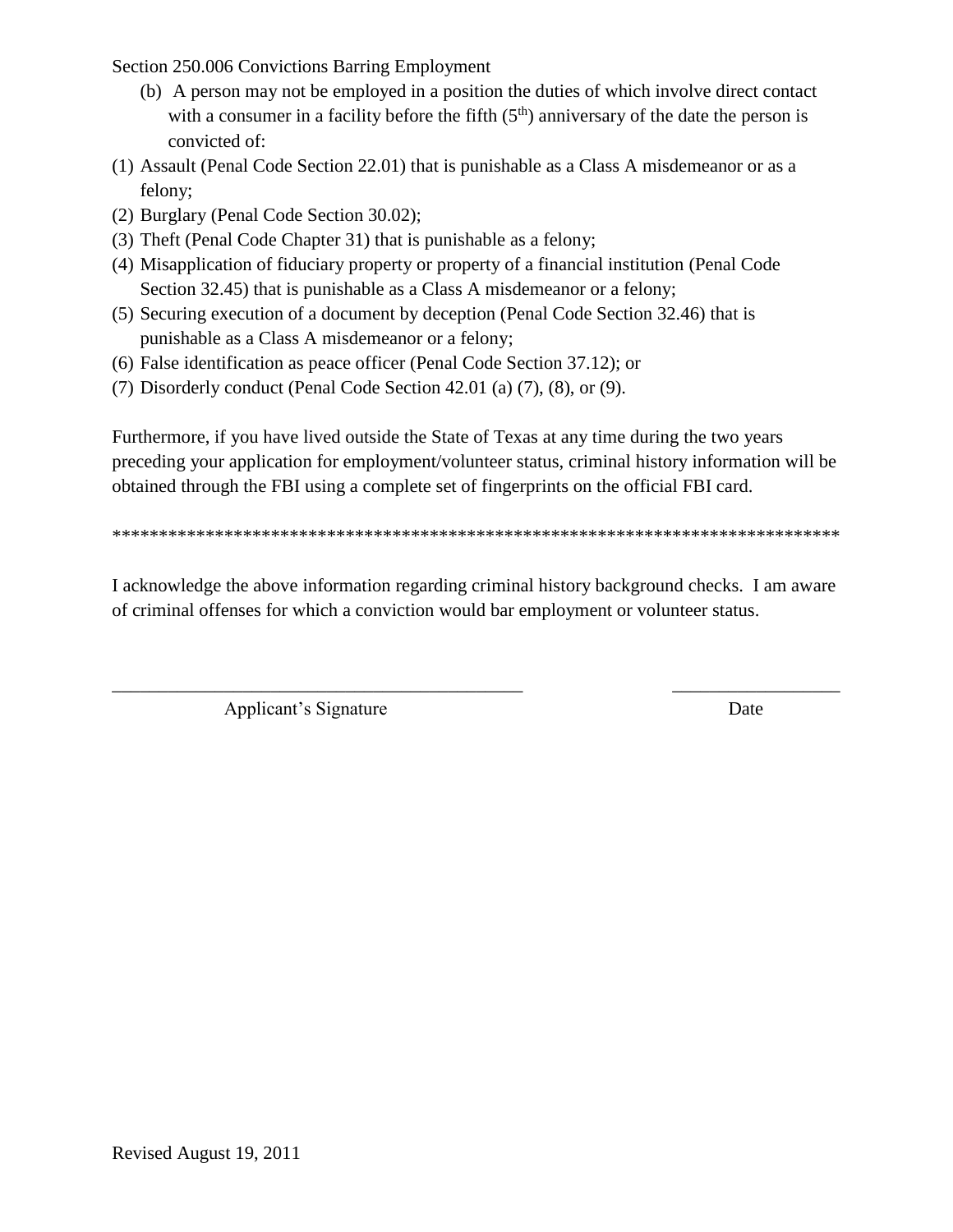Section 250.006 Convictions Barring Employment

(b) A person may not be employed in a position the duties of which involve direct contact with a consumer in a facility before the fifth ($5^{th}$) anniversary of the date the person is convicted of:

(1) Assault (Penal Code Section 22.01) that is punishable as a Class A misdemeanor or as a felony;
(2) Burglary (Penal Code Section 30.02);
(3) Theft (Penal Code Chapter 31) that is punishable as a felony;
(4) Misapplication of fiduciary property or property of a financial institution (Penal Code Section 32.45) that is punishable as a Class A misdemeanor or a felony;
(5) Securing execution of a document by deception (Penal Code Section 32.46) that is punishable as a Class A misdemeanor or a felony;
(6) False identification as peace officer (Penal Code Section 37.12); or
(7) Disorderly conduct (Penal Code Section 42.01 (a) (7), (8), or (9).

Furthermore, if you have lived outside the State of Texas at any time during the two years preceding your application for employment/volunteer status, criminal history information will be obtained through the FBI using a complete set of fingerprints on the official FBI card.

*******************************************************************************

I acknowledge the above information regarding criminal history background checks. I am aware of criminal offenses for which a conviction would bar employment or volunteer status.

_____________________________________________ __________________

Applicant's Signature Date

Revised August 19, 2011